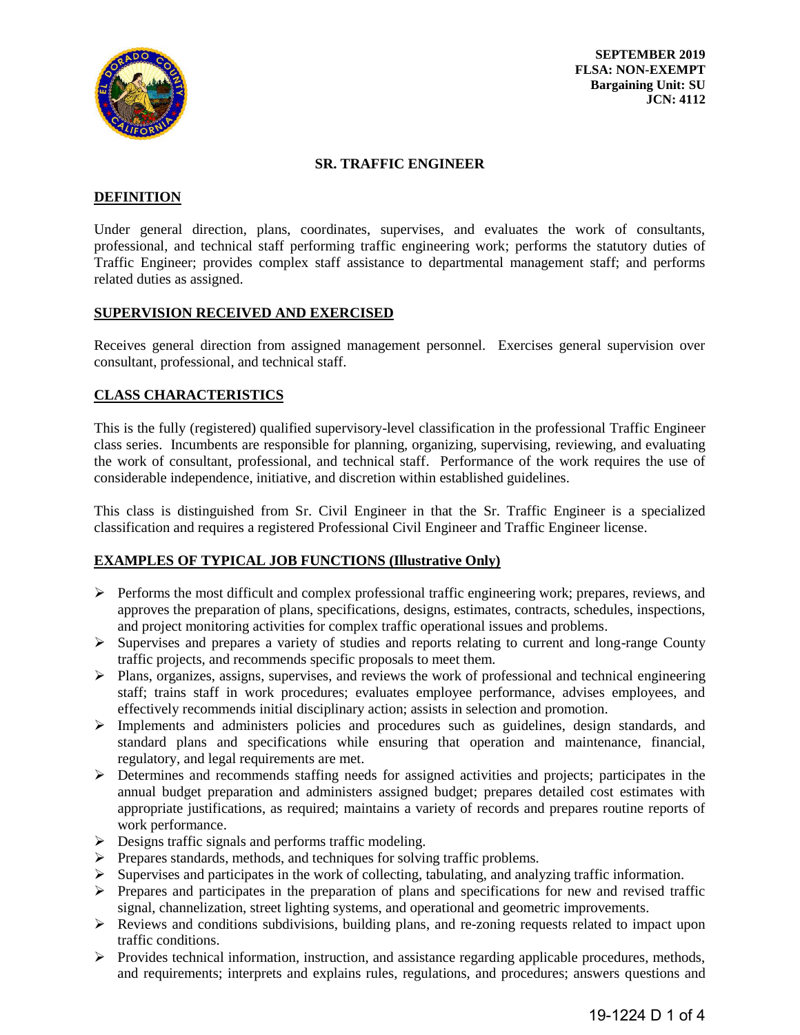**SEPTEMBER 2019**
**FLSA: NON-EXEMPT**
**Bargaining Unit: SU**
**JCN: 4112**

# SR. TRAFFIC ENGINEER

## DEFINITION

Under general direction, plans, coordinates, supervises, and evaluates the work of consultants, professional, and technical staff performing traffic engineering work; performs the statutory duties of Traffic Engineer; provides complex staff assistance to departmental management staff; and performs related duties as assigned.

## SUPERVISION RECEIVED AND EXERCISED

Receives general direction from assigned management personnel. Exercises general supervision over consultant, professional, and technical staff.

## CLASS CHARACTERISTICS

This is the fully (registered) qualified supervisory-level classification in the professional Traffic Engineer class series. Incumbents are responsible for planning, organizing, supervising, reviewing, and evaluating the work of consultant, professional, and technical staff. Performance of the work requires the use of considerable independence, initiative, and discretion within established guidelines.

This class is distinguished from Sr. Civil Engineer in that the Sr. Traffic Engineer is a specialized classification and requires a registered Professional Civil Engineer and Traffic Engineer license.

## EXAMPLES OF TYPICAL JOB FUNCTIONS (Illustrative Only)

- Performs the most difficult and complex professional traffic engineering work; prepares, reviews, and approves the preparation of plans, specifications, designs, estimates, contracts, schedules, inspections, and project monitoring activities for complex traffic operational issues and problems.
- Supervises and prepares a variety of studies and reports relating to current and long-range County traffic projects, and recommends specific proposals to meet them.
- Plans, organizes, assigns, supervises, and reviews the work of professional and technical engineering staff; trains staff in work procedures; evaluates employee performance, advises employees, and effectively recommends initial disciplinary action; assists in selection and promotion.
- Implements and administers policies and procedures such as guidelines, design standards, and standard plans and specifications while ensuring that operation and maintenance, financial, regulatory, and legal requirements are met.
- Determines and recommends staffing needs for assigned activities and projects; participates in the annual budget preparation and administers assigned budget; prepares detailed cost estimates with appropriate justifications, as required; maintains a variety of records and prepares routine reports of work performance.
- Designs traffic signals and performs traffic modeling.
- Prepares standards, methods, and techniques for solving traffic problems.
- Supervises and participates in the work of collecting, tabulating, and analyzing traffic information.
- Prepares and participates in the preparation of plans and specifications for new and revised traffic signal, channelization, street lighting systems, and operational and geometric improvements.
- Reviews and conditions subdivisions, building plans, and re-zoning requests related to impact upon traffic conditions.
- Provides technical information, instruction, and assistance regarding applicable procedures, methods, and requirements; interprets and explains rules, regulations, and procedures; answers questions and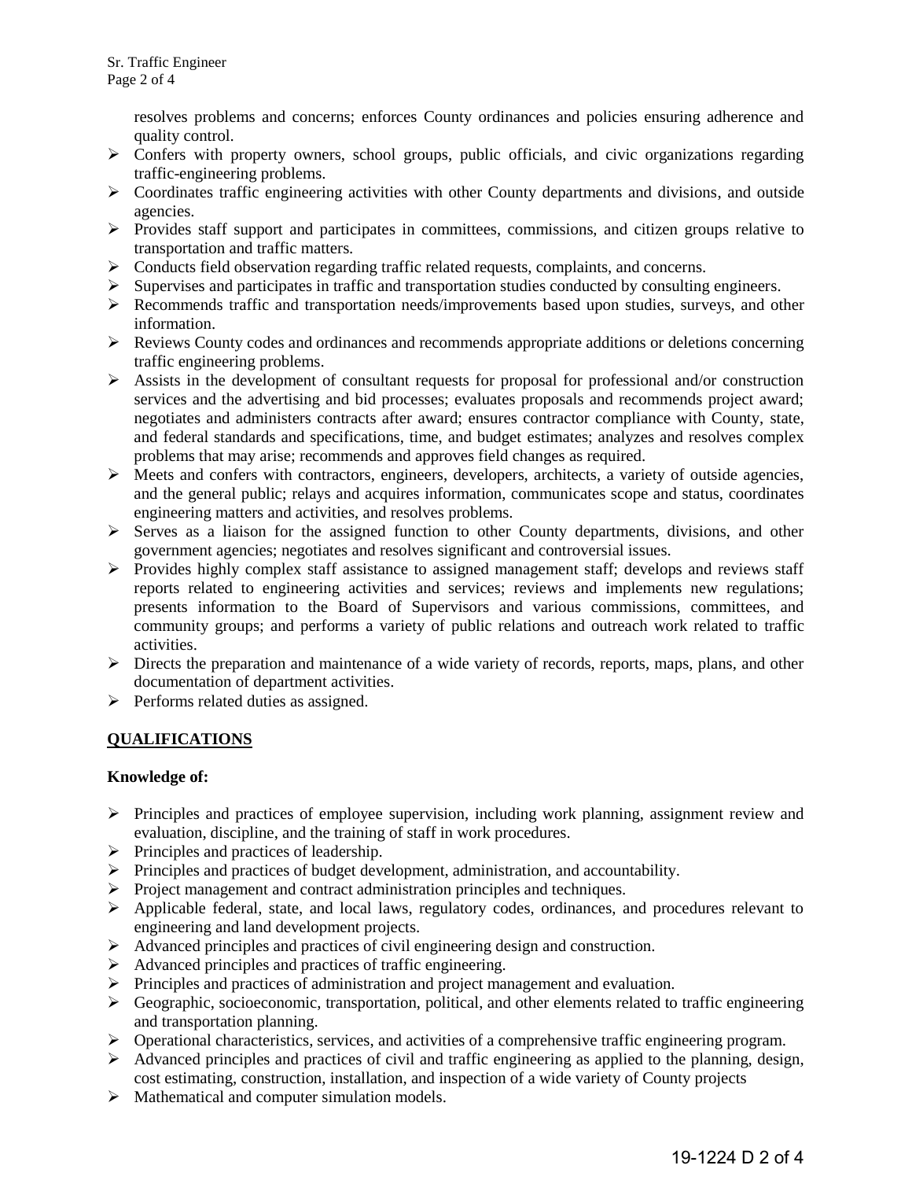resolves problems and concerns; enforces County ordinances and policies ensuring adherence and quality control.

- Confers with property owners, school groups, public officials, and civic organizations regarding traffic-engineering problems.
- Coordinates traffic engineering activities with other County departments and divisions, and outside agencies.
- Provides staff support and participates in committees, commissions, and citizen groups relative to transportation and traffic matters.
- Conducts field observation regarding traffic related requests, complaints, and concerns.
- Supervises and participates in traffic and transportation studies conducted by consulting engineers.
- Recommends traffic and transportation needs/improvements based upon studies, surveys, and other information.
- Reviews County codes and ordinances and recommends appropriate additions or deletions concerning traffic engineering problems.
- Assists in the development of consultant requests for proposal for professional and/or construction services and the advertising and bid processes; evaluates proposals and recommends project award; negotiates and administers contracts after award; ensures contractor compliance with County, state, and federal standards and specifications, time, and budget estimates; analyzes and resolves complex problems that may arise; recommends and approves field changes as required.
- Meets and confers with contractors, engineers, developers, architects, a variety of outside agencies, and the general public; relays and acquires information, communicates scope and status, coordinates engineering matters and activities, and resolves problems.
- Serves as a liaison for the assigned function to other County departments, divisions, and other government agencies; negotiates and resolves significant and controversial issues.
- Provides highly complex staff assistance to assigned management staff; develops and reviews staff reports related to engineering activities and services; reviews and implements new regulations; presents information to the Board of Supervisors and various commissions, committees, and community groups; and performs a variety of public relations and outreach work related to traffic activities.
- Directs the preparation and maintenance of a wide variety of records, reports, maps, plans, and other documentation of department activities.
- Performs related duties as assigned.

## QUALIFICATIONS

**Knowledge of:**

- Principles and practices of employee supervision, including work planning, assignment review and evaluation, discipline, and the training of staff in work procedures.
- Principles and practices of leadership.
- Principles and practices of budget development, administration, and accountability.
- Project management and contract administration principles and techniques.
- Applicable federal, state, and local laws, regulatory codes, ordinances, and procedures relevant to engineering and land development projects.
- Advanced principles and practices of civil engineering design and construction.
- Advanced principles and practices of traffic engineering.
- Principles and practices of administration and project management and evaluation.
- Geographic, socioeconomic, transportation, political, and other elements related to traffic engineering and transportation planning.
- Operational characteristics, services, and activities of a comprehensive traffic engineering program.
- Advanced principles and practices of civil and traffic engineering as applied to the planning, design, cost estimating, construction, installation, and inspection of a wide variety of County projects
- Mathematical and computer simulation models.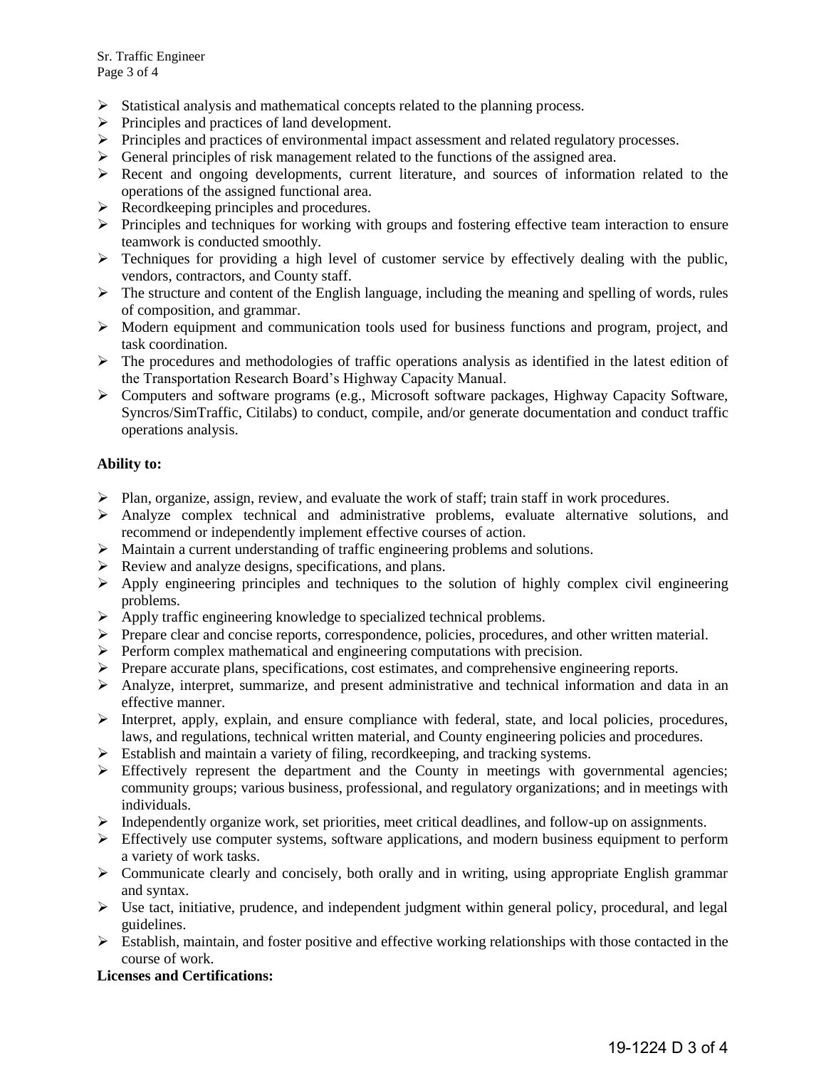- Statistical analysis and mathematical concepts related to the planning process.
- Principles and practices of land development.
- Principles and practices of environmental impact assessment and related regulatory processes.
- General principles of risk management related to the functions of the assigned area.
- Recent and ongoing developments, current literature, and sources of information related to the operations of the assigned functional area.
- Recordkeeping principles and procedures.
- Principles and techniques for working with groups and fostering effective team interaction to ensure teamwork is conducted smoothly.
- Techniques for providing a high level of customer service by effectively dealing with the public, vendors, contractors, and County staff.
- The structure and content of the English language, including the meaning and spelling of words, rules of composition, and grammar.
- Modern equipment and communication tools used for business functions and program, project, and task coordination.
- The procedures and methodologies of traffic operations analysis as identified in the latest edition of the Transportation Research Board's Highway Capacity Manual.
- Computers and software programs (e.g., Microsoft software packages, Highway Capacity Software, Syncros/SimTraffic, Citilabs) to conduct, compile, and/or generate documentation and conduct traffic operations analysis.

**Ability to:**

- Plan, organize, assign, review, and evaluate the work of staff; train staff in work procedures.
- Analyze complex technical and administrative problems, evaluate alternative solutions, and recommend or independently implement effective courses of action.
- Maintain a current understanding of traffic engineering problems and solutions.
- Review and analyze designs, specifications, and plans.
- Apply engineering principles and techniques to the solution of highly complex civil engineering problems.
- Apply traffic engineering knowledge to specialized technical problems.
- Prepare clear and concise reports, correspondence, policies, procedures, and other written material.
- Perform complex mathematical and engineering computations with precision.
- Prepare accurate plans, specifications, cost estimates, and comprehensive engineering reports.
- Analyze, interpret, summarize, and present administrative and technical information and data in an effective manner.
- Interpret, apply, explain, and ensure compliance with federal, state, and local policies, procedures, laws, and regulations, technical written material, and County engineering policies and procedures.
- Establish and maintain a variety of filing, recordkeeping, and tracking systems.
- Effectively represent the department and the County in meetings with governmental agencies; community groups; various business, professional, and regulatory organizations; and in meetings with individuals.
- Independently organize work, set priorities, meet critical deadlines, and follow-up on assignments.
- Effectively use computer systems, software applications, and modern business equipment to perform a variety of work tasks.
- Communicate clearly and concisely, both orally and in writing, using appropriate English grammar and syntax.
- Use tact, initiative, prudence, and independent judgment within general policy, procedural, and legal guidelines.
- Establish, maintain, and foster positive and effective working relationships with those contacted in the course of work.

**Licenses and Certifications:**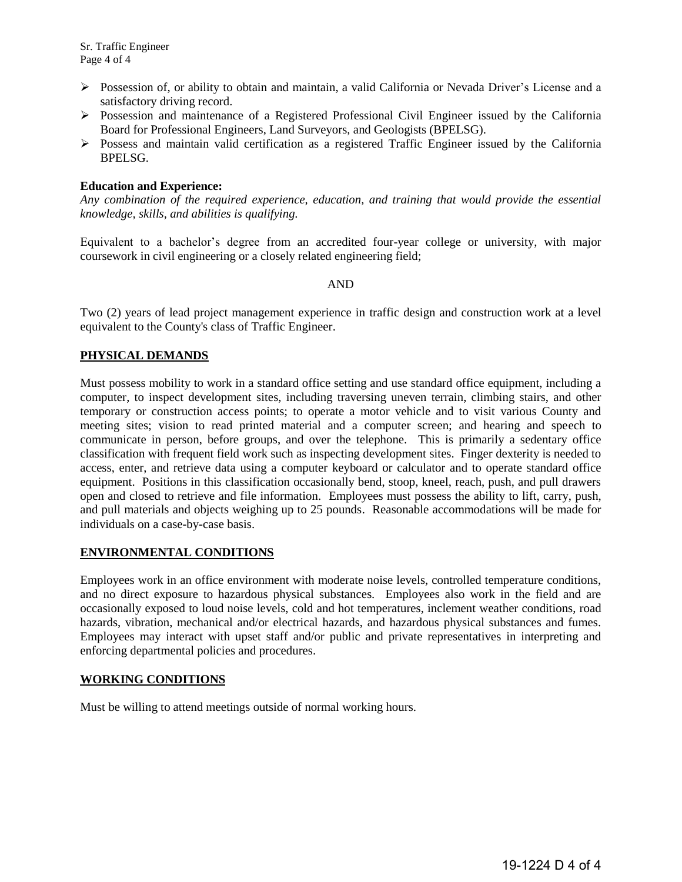- Possession of, or ability to obtain and maintain, a valid California or Nevada Driver's License and a satisfactory driving record.
- Possession and maintenance of a Registered Professional Civil Engineer issued by the California Board for Professional Engineers, Land Surveyors, and Geologists (BPELSG).
- Possess and maintain valid certification as a registered Traffic Engineer issued by the California BPELSG.

**Education and Experience:**

*Any combination of the required experience, education, and training that would provide the essential knowledge, skills, and abilities is qualifying.*

Equivalent to a bachelor's degree from an accredited four-year college or university, with major coursework in civil engineering or a closely related engineering field;

AND

Two (2) years of lead project management experience in traffic design and construction work at a level equivalent to the County's class of Traffic Engineer.

## PHYSICAL DEMANDS

Must possess mobility to work in a standard office setting and use standard office equipment, including a computer, to inspect development sites, including traversing uneven terrain, climbing stairs, and other temporary or construction access points; to operate a motor vehicle and to visit various County and meeting sites; vision to read printed material and a computer screen; and hearing and speech to communicate in person, before groups, and over the telephone. This is primarily a sedentary office classification with frequent field work such as inspecting development sites. Finger dexterity is needed to access, enter, and retrieve data using a computer keyboard or calculator and to operate standard office equipment. Positions in this classification occasionally bend, stoop, kneel, reach, push, and pull drawers open and closed to retrieve and file information. Employees must possess the ability to lift, carry, push, and pull materials and objects weighing up to 25 pounds. Reasonable accommodations will be made for individuals on a case-by-case basis.

## ENVIRONMENTAL CONDITIONS

Employees work in an office environment with moderate noise levels, controlled temperature conditions, and no direct exposure to hazardous physical substances. Employees also work in the field and are occasionally exposed to loud noise levels, cold and hot temperatures, inclement weather conditions, road hazards, vibration, mechanical and/or electrical hazards, and hazardous physical substances and fumes. Employees may interact with upset staff and/or public and private representatives in interpreting and enforcing departmental policies and procedures.

## WORKING CONDITIONS

Must be willing to attend meetings outside of normal working hours.